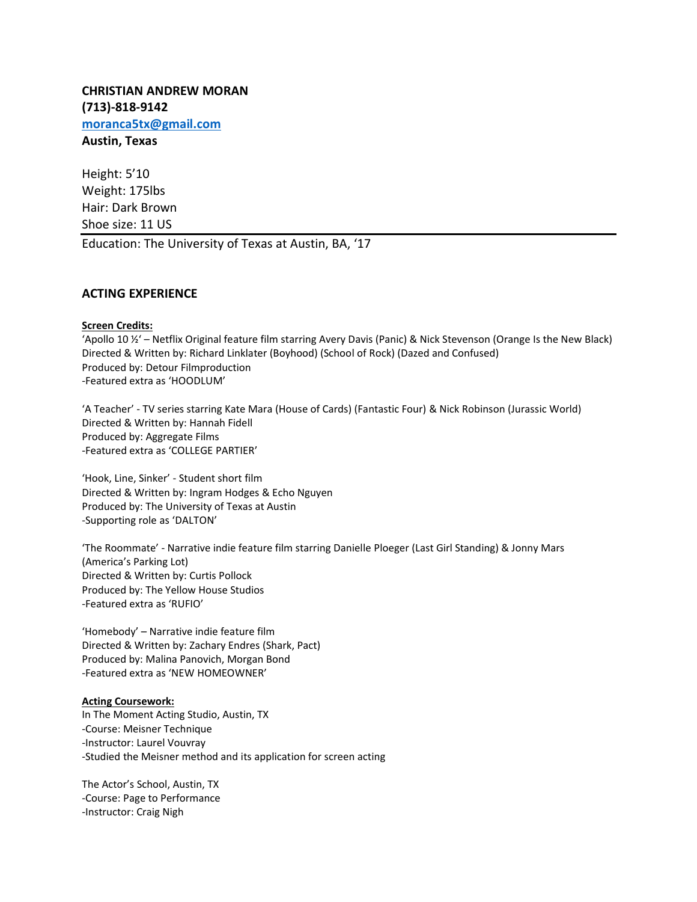**CHRISTIAN ANDREW MORAN**
**(713)-818-9142**
**[moranca5tx@gmail.com](mailto:moranca5tx@gmail.com)**
**Austin, Texas**

Height: 5'10
Weight: 175lbs
Hair: Dark Brown
Shoe size: 11 US

---

Education: The University of Texas at Austin, BA, '17

## ACTING EXPERIENCE

**Screen Credits:**

'Apollo 10 ½' – Netflix Original feature film starring Avery Davis (Panic) & Nick Stevenson (Orange Is the New Black)
Directed & Written by: Richard Linklater (Boyhood) (School of Rock) (Dazed and Confused)
Produced by: Detour Filmproduction
-Featured extra as 'HOODLUM'

'A Teacher' - TV series starring Kate Mara (House of Cards) (Fantastic Four) & Nick Robinson (Jurassic World)
Directed & Written by: Hannah Fidell
Produced by: Aggregate Films
-Featured extra as 'COLLEGE PARTIER'

'Hook, Line, Sinker' - Student short film
Directed & Written by: Ingram Hodges & Echo Nguyen
Produced by: The University of Texas at Austin
-Supporting role as 'DALTON'

'The Roommate' - Narrative indie feature film starring Danielle Ploeger (Last Girl Standing) & Jonny Mars (America's Parking Lot)
Directed & Written by: Curtis Pollock
Produced by: The Yellow House Studios
-Featured extra as 'RUFIO'

'Homebody' – Narrative indie feature film
Directed & Written by: Zachary Endres (Shark, Pact)
Produced by: Malina Panovich, Morgan Bond
-Featured extra as 'NEW HOMEOWNER'

**Acting Coursework:**

In The Moment Acting Studio, Austin, TX
-Course: Meisner Technique
-Instructor: Laurel Vouvray
-Studied the Meisner method and its application for screen acting

The Actor's School, Austin, TX
-Course: Page to Performance
-Instructor: Craig Nigh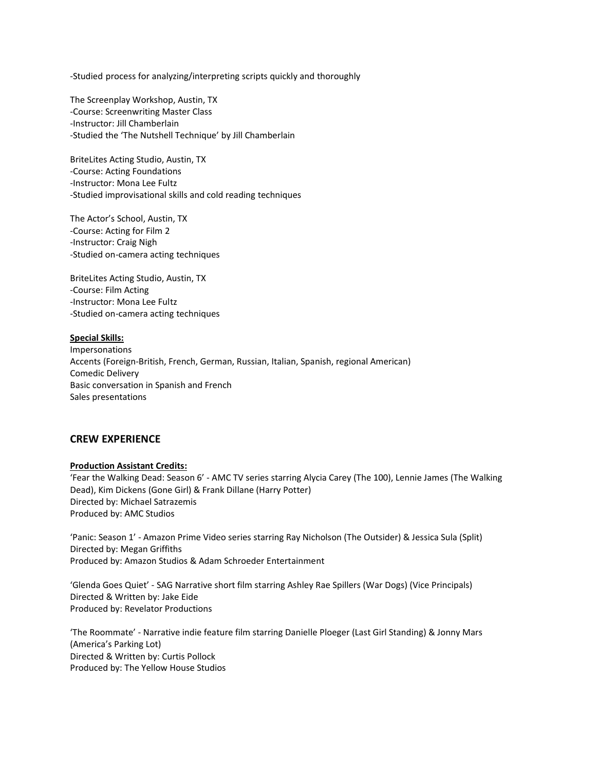-Studied process for analyzing/interpreting scripts quickly and thoroughly

The Screenplay Workshop, Austin, TX
-Course: Screenwriting Master Class
-Instructor: Jill Chamberlain
-Studied the 'The Nutshell Technique' by Jill Chamberlain

BriteLites Acting Studio, Austin, TX
-Course: Acting Foundations
-Instructor: Mona Lee Fultz
-Studied improvisational skills and cold reading techniques

The Actor's School, Austin, TX
-Course: Acting for Film 2
-Instructor: Craig Nigh
-Studied on-camera acting techniques

BriteLites Acting Studio, Austin, TX
-Course: Film Acting
-Instructor: Mona Lee Fultz
-Studied on-camera acting techniques

**Special Skills:**

Impersonations
Accents (Foreign-British, French, German, Russian, Italian, Spanish, regional American)
Comedic Delivery
Basic conversation in Spanish and French
Sales presentations

## CREW EXPERIENCE

**Production Assistant Credits:**

'Fear the Walking Dead: Season 6' - AMC TV series starring Alycia Carey (The 100), Lennie James (The Walking Dead), Kim Dickens (Gone Girl) & Frank Dillane (Harry Potter)
Directed by: Michael Satrazemis
Produced by: AMC Studios

'Panic: Season 1' - Amazon Prime Video series starring Ray Nicholson (The Outsider) & Jessica Sula (Split)
Directed by: Megan Griffiths
Produced by: Amazon Studios & Adam Schroeder Entertainment

'Glenda Goes Quiet' - SAG Narrative short film starring Ashley Rae Spillers (War Dogs) (Vice Principals)
Directed & Written by: Jake Eide
Produced by: Revelator Productions

'The Roommate' - Narrative indie feature film starring Danielle Ploeger (Last Girl Standing) & Jonny Mars (America's Parking Lot)
Directed & Written by: Curtis Pollock
Produced by: The Yellow House Studios